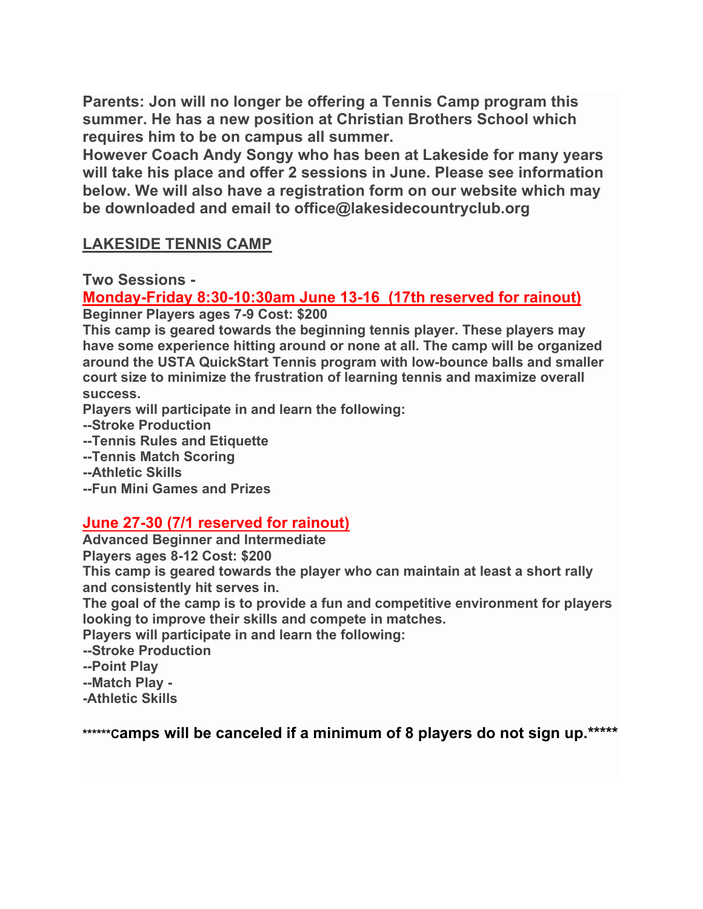**Parents: Jon will no longer be offering a Tennis Camp program this summer. He has a new position at Christian Brothers School which requires him to be on campus all summer.**
**However Coach Andy Songy who has been at Lakeside for many years will take his place and offer 2 sessions in June. Please see information below. We will also have a registration form on our website which may be downloaded and email to office@lakesidecountryclub.org**

## LAKESIDE TENNIS CAMP

**Two Sessions -**

**Monday-Friday 8:30-10:30am June 13-16 (17th reserved for rainout)**

**Beginner Players ages 7-9 Cost: $200**

**This camp is geared towards the beginning tennis player. These players may have some experience hitting around or none at all. The camp will be organized around the USTA QuickStart Tennis program with low-bounce balls and smaller court size to minimize the frustration of learning tennis and maximize overall success.**

**Players will participate in and learn the following:**

**--Stroke Production**
**--Tennis Rules and Etiquette**
**--Tennis Match Scoring**
**--Athletic Skills**
**--Fun Mini Games and Prizes**

**June 27-30 (7/1 reserved for rainout)**

**Advanced Beginner and Intermediate**
**Players ages 8-12 Cost: $200**

**This camp is geared towards the player who can maintain at least a short rally and consistently hit serves in.**
**The goal of the camp is to provide a fun and competitive environment for players looking to improve their skills and compete in matches.**

**Players will participate in and learn the following:**

**--Stroke Production**
**--Point Play**
**--Match Play -**
**-Athletic Skills**

**\*\*\*\*\*\*camps will be canceled if a minimum of 8 players do not sign up.\*\*\*\*\***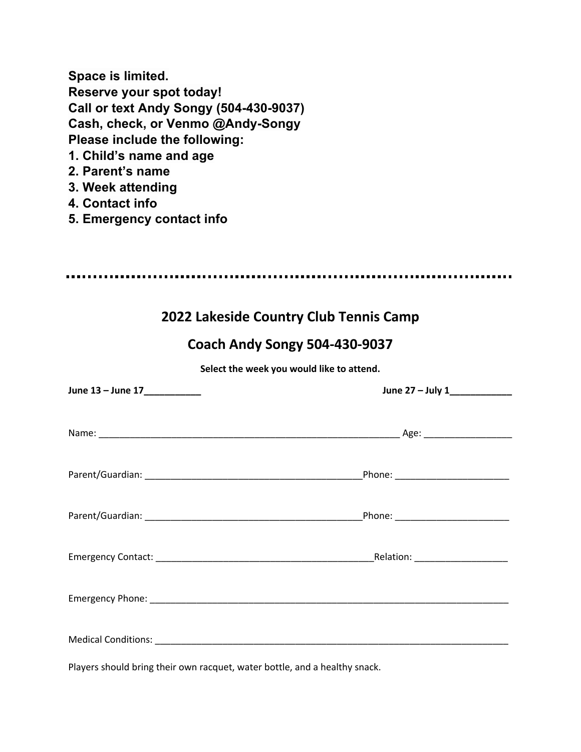**Space is limited.**
**Reserve your spot today!**
**Call or text Andy Songy (504-430-9037)**
**Cash, check, or Venmo @Andy-Songy**
**Please include the following:**

1. **Child's name and age**
2. **Parent's name**
3. **Week attending**
4. **Contact info**
5. **Emergency contact info**

---

## 2022 Lakeside Country Club Tennis Camp

## Coach Andy Songy 504-430-9037

**Select the week you would like to attend.**

**June 13 – June 17___________** **June 27 – July 1____________**

Name: ____________________________________________________________ Age: _________________

Parent/Guardian: __________________________________________Phone: ______________________

Parent/Guardian: __________________________________________Phone: ______________________

Emergency Contact: ___________________________________________Relation: __________________

Emergency Phone: ________________________________________________________________________

Medical Conditions: _______________________________________________________________________

Players should bring their own racquet, water bottle, and a healthy snack.